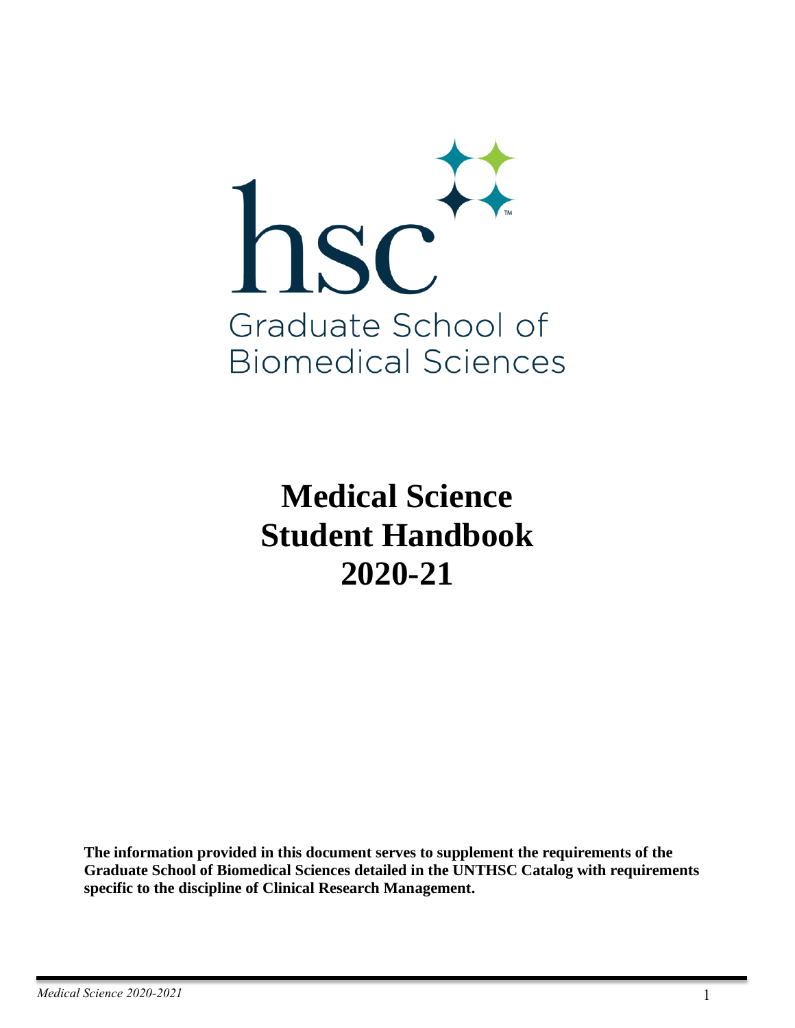hsc

Graduate School of Biomedical Sciences

# Medical Science Student Handbook 2020-21

**The information provided in this document serves to supplement the requirements of the Graduate School of Biomedical Sciences detailed in the UNTHSC Catalog with requirements specific to the discipline of Clinical Research Management.**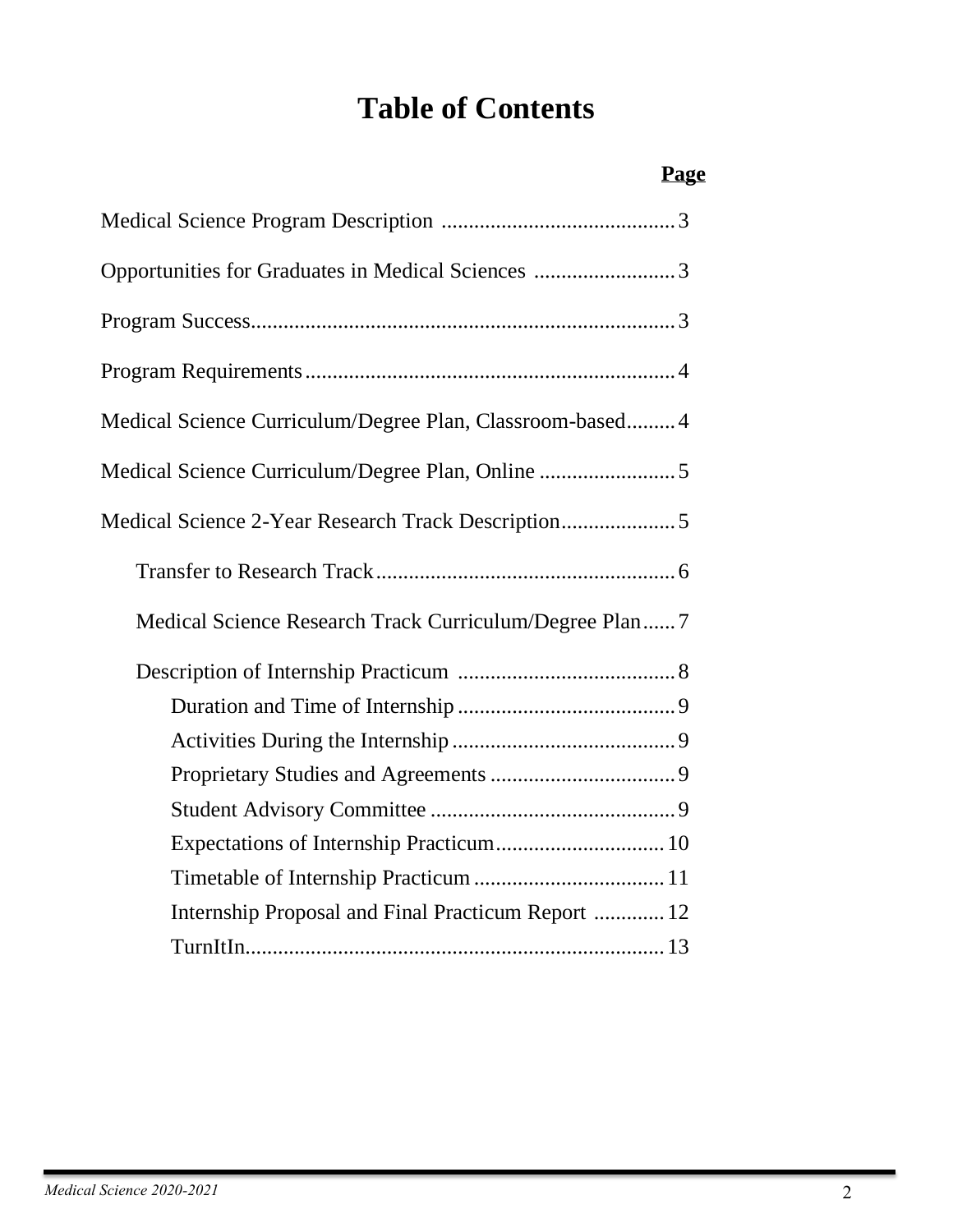# Table of Contents

| | Page |
|---|---|
| Medical Science Program Description | 3 |
| Opportunities for Graduates in Medical Sciences | 3 |
| Program Success | 3 |
| Program Requirements | 4 |
| Medical Science Curriculum/Degree Plan, Classroom-based | 4 |
| Medical Science Curriculum/Degree Plan, Online | 5 |
| Medical Science 2-Year Research Track Description | 5 |
| Transfer to Research Track | 6 |
| Medical Science Research Track Curriculum/Degree Plan | 7 |
| Description of Internship Practicum | 8 |
| Duration and Time of Internship | 9 |
| Activities During the Internship | 9 |
| Proprietary Studies and Agreements | 9 |
| Student Advisory Committee | 9 |
| Expectations of Internship Practicum | 10 |
| Timetable of Internship Practicum | 11 |
| Internship Proposal and Final Practicum Report | 12 |
| TurnItIn | 13 |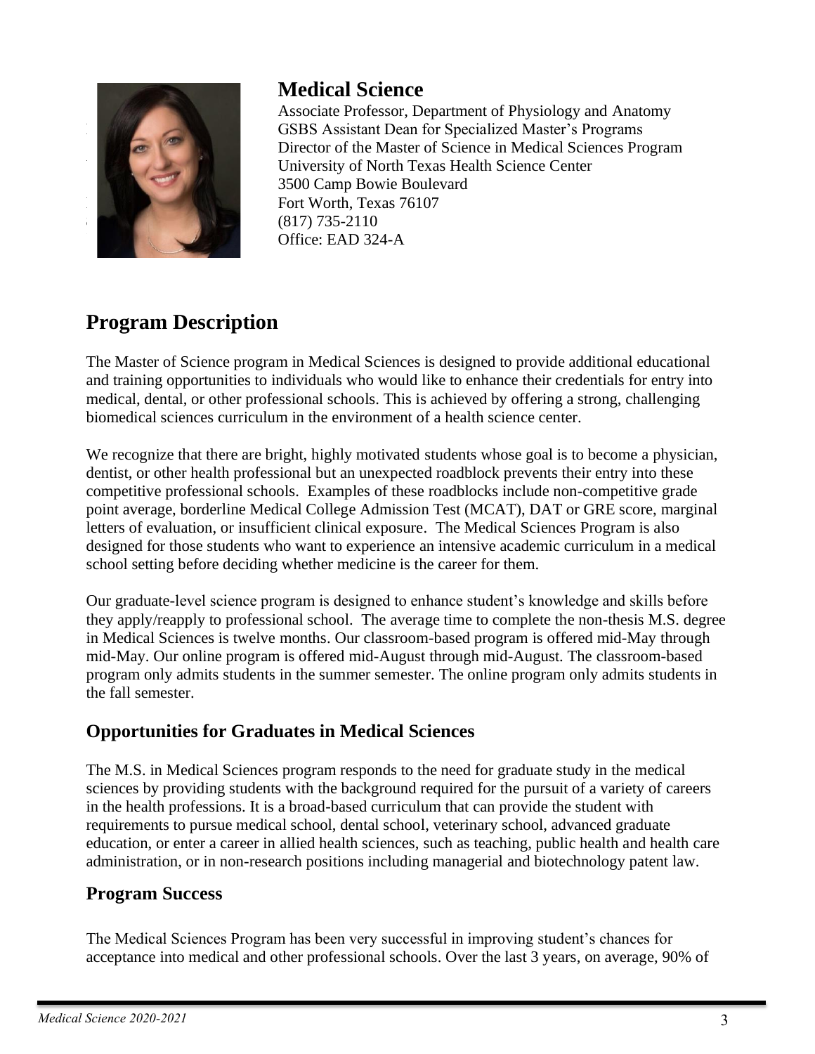## Medical Science

Associate Professor, Department of Physiology and Anatomy
GSBS Assistant Dean for Specialized Master's Programs
Director of the Master of Science in Medical Sciences Program
University of North Texas Health Science Center
3500 Camp Bowie Boulevard
Fort Worth, Texas 76107
(817) 735-2110
Office: EAD 324-A

# Program Description

The Master of Science program in Medical Sciences is designed to provide additional educational and training opportunities to individuals who would like to enhance their credentials for entry into medical, dental, or other professional schools. This is achieved by offering a strong, challenging biomedical sciences curriculum in the environment of a health science center.

We recognize that there are bright, highly motivated students whose goal is to become a physician, dentist, or other health professional but an unexpected roadblock prevents their entry into these competitive professional schools. Examples of these roadblocks include non-competitive grade point average, borderline Medical College Admission Test (MCAT), DAT or GRE score, marginal letters of evaluation, or insufficient clinical exposure. The Medical Sciences Program is also designed for those students who want to experience an intensive academic curriculum in a medical school setting before deciding whether medicine is the career for them.

Our graduate-level science program is designed to enhance student's knowledge and skills before they apply/reapply to professional school. The average time to complete the non-thesis M.S. degree in Medical Sciences is twelve months. Our classroom-based program is offered mid-May through mid-May. Our online program is offered mid-August through mid-August. The classroom-based program only admits students in the summer semester. The online program only admits students in the fall semester.

## Opportunities for Graduates in Medical Sciences

The M.S. in Medical Sciences program responds to the need for graduate study in the medical sciences by providing students with the background required for the pursuit of a variety of careers in the health professions. It is a broad-based curriculum that can provide the student with requirements to pursue medical school, dental school, veterinary school, advanced graduate education, or enter a career in allied health sciences, such as teaching, public health and health care administration, or in non-research positions including managerial and biotechnology patent law.

## Program Success

The Medical Sciences Program has been very successful in improving student's chances for acceptance into medical and other professional schools. Over the last 3 years, on average, 90% of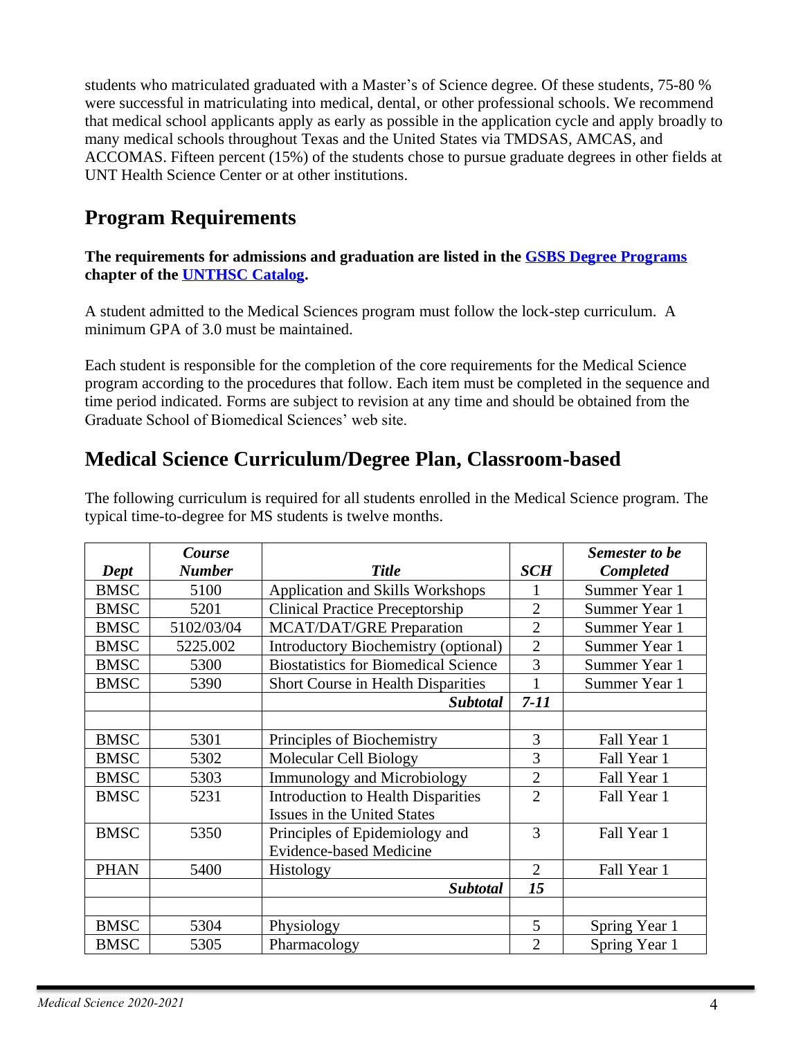students who matriculated graduated with a Master's of Science degree. Of these students, 75-80 % were successful in matriculating into medical, dental, or other professional schools. We recommend that medical school applicants apply as early as possible in the application cycle and apply broadly to many medical schools throughout Texas and the United States via TMDSAS, AMCAS, and ACCOMAS. Fifteen percent (15%) of the students chose to pursue graduate degrees in other fields at UNT Health Science Center or at other institutions.

## Program Requirements

**The requirements for admissions and graduation are listed in the [GSBS Degree Programs](#) chapter of the [UNTHSC Catalog](#).**

A student admitted to the Medical Sciences program must follow the lock-step curriculum. A minimum GPA of 3.0 must be maintained.

Each student is responsible for the completion of the core requirements for the Medical Science program according to the procedures that follow. Each item must be completed in the sequence and time period indicated. Forms are subject to revision at any time and should be obtained from the Graduate School of Biomedical Sciences' web site.

## Medical Science Curriculum/Degree Plan, Classroom-based

The following curriculum is required for all students enrolled in the Medical Science program. The typical time-to-degree for MS students is twelve months.

| *Dept* | *Course Number* | *Title* | *SCH* | *Semester to be Completed* |
|---|---|---|---|---|
| BMSC | 5100 | Application and Skills Workshops | 1 | Summer Year 1 |
| BMSC | 5201 | Clinical Practice Preceptorship | 2 | Summer Year 1 |
| BMSC | 5102/03/04 | MCAT/DAT/GRE Preparation | 2 | Summer Year 1 |
| BMSC | 5225.002 | Introductory Biochemistry (optional) | 2 | Summer Year 1 |
| BMSC | 5300 | Biostatistics for Biomedical Science | 3 | Summer Year 1 |
| BMSC | 5390 | Short Course in Health Disparities | 1 | Summer Year 1 |
| | | ***Subtotal*** | ***7-11*** | |
| | | | | |
| BMSC | 5301 | Principles of Biochemistry | 3 | Fall Year 1 |
| BMSC | 5302 | Molecular Cell Biology | 3 | Fall Year 1 |
| BMSC | 5303 | Immunology and Microbiology | 2 | Fall Year 1 |
| BMSC | 5231 | Introduction to Health Disparities Issues in the United States | 2 | Fall Year 1 |
| BMSC | 5350 | Principles of Epidemiology and Evidence-based Medicine | 3 | Fall Year 1 |
| PHAN | 5400 | Histology | 2 | Fall Year 1 |
| | | ***Subtotal*** | ***15*** | |
| | | | | |
| BMSC | 5304 | Physiology | 5 | Spring Year 1 |
| BMSC | 5305 | Pharmacology | 2 | Spring Year 1 |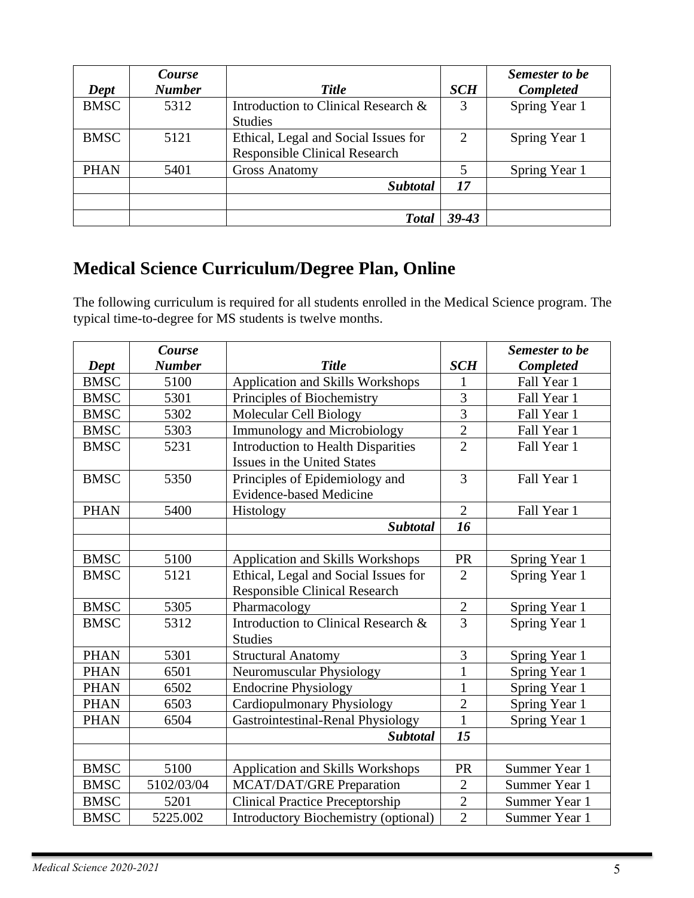| Dept | Course Number | Title | SCH | Semester to be Completed |
|---|---|---|---|---|
| BMSC | 5312 | Introduction to Clinical Research & Studies | 3 | Spring Year 1 |
| BMSC | 5121 | Ethical, Legal and Social Issues for Responsible Clinical Research | 2 | Spring Year 1 |
| PHAN | 5401 | Gross Anatomy | 5 | Spring Year 1 |
| | | ***Subtotal*** | ***17*** | |
| | | | | |
| | | ***Total*** | ***39-43*** | |

## Medical Science Curriculum/Degree Plan, Online

The following curriculum is required for all students enrolled in the Medical Science program. The typical time-to-degree for MS students is twelve months.

| Dept | Course Number | Title | SCH | Semester to be Completed |
|---|---|---|---|---|
| BMSC | 5100 | Application and Skills Workshops | 1 | Fall Year 1 |
| BMSC | 5301 | Principles of Biochemistry | 3 | Fall Year 1 |
| BMSC | 5302 | Molecular Cell Biology | 3 | Fall Year 1 |
| BMSC | 5303 | Immunology and Microbiology | 2 | Fall Year 1 |
| BMSC | 5231 | Introduction to Health Disparities Issues in the United States | 2 | Fall Year 1 |
| BMSC | 5350 | Principles of Epidemiology and Evidence-based Medicine | 3 | Fall Year 1 |
| PHAN | 5400 | Histology | 2 | Fall Year 1 |
| | | ***Subtotal*** | ***16*** | |
| | | | | |
| BMSC | 5100 | Application and Skills Workshops | PR | Spring Year 1 |
| BMSC | 5121 | Ethical, Legal and Social Issues for Responsible Clinical Research | 2 | Spring Year 1 |
| BMSC | 5305 | Pharmacology | 2 | Spring Year 1 |
| BMSC | 5312 | Introduction to Clinical Research & Studies | 3 | Spring Year 1 |
| PHAN | 5301 | Structural Anatomy | 3 | Spring Year 1 |
| PHAN | 6501 | Neuromuscular Physiology | 1 | Spring Year 1 |
| PHAN | 6502 | Endocrine Physiology | 1 | Spring Year 1 |
| PHAN | 6503 | Cardiopulmonary Physiology | 2 | Spring Year 1 |
| PHAN | 6504 | Gastrointestinal-Renal Physiology | 1 | Spring Year 1 |
| | | ***Subtotal*** | ***15*** | |
| | | | | |
| BMSC | 5100 | Application and Skills Workshops | PR | Summer Year 1 |
| BMSC | 5102/03/04 | MCAT/DAT/GRE Preparation | 2 | Summer Year 1 |
| BMSC | 5201 | Clinical Practice Preceptorship | 2 | Summer Year 1 |
| BMSC | 5225.002 | Introductory Biochemistry (optional) | 2 | Summer Year 1 |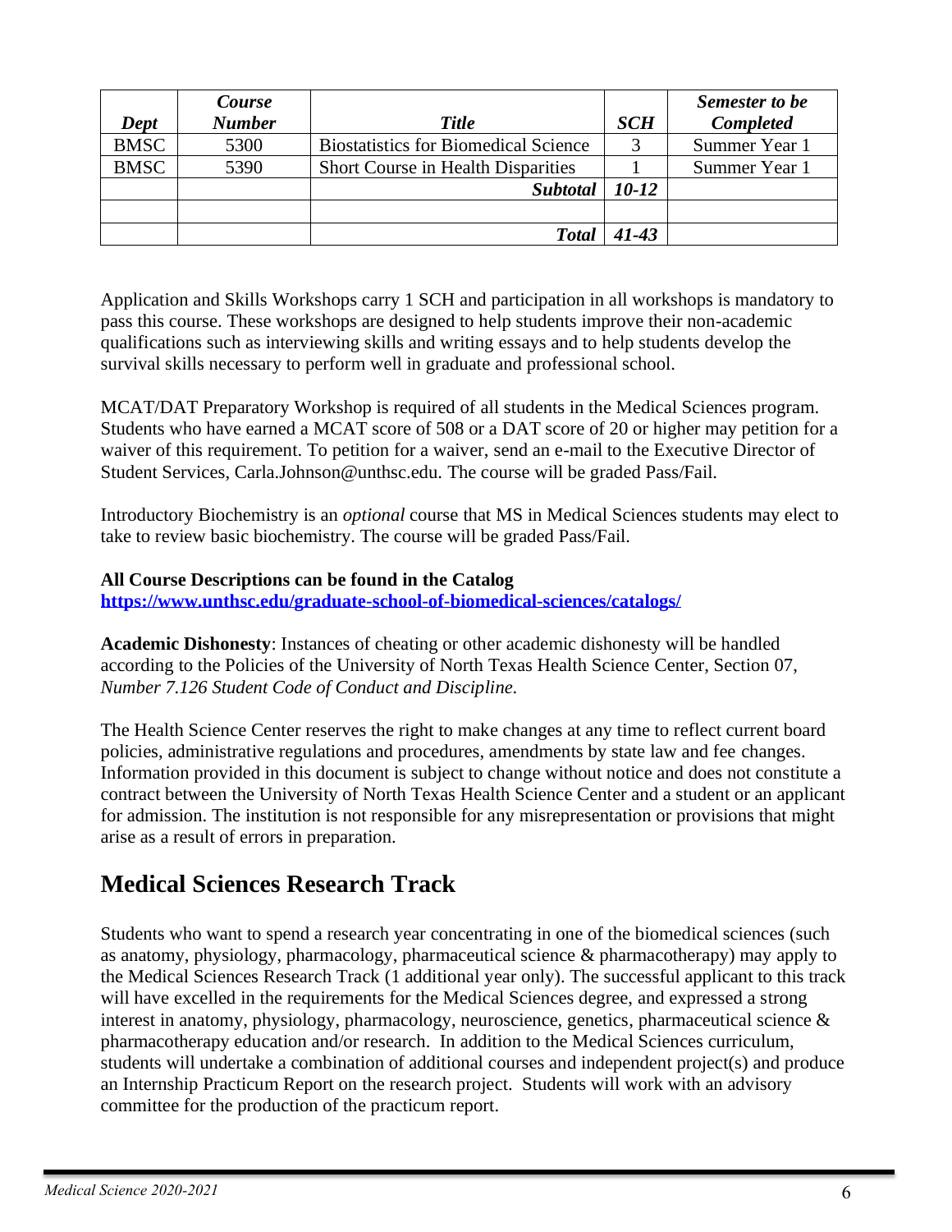| *Dept* | *Course Number* | *Title* | *SCH* | *Semester to be Completed* |
|---|---|---|---|---|
| BMSC | 5300 | Biostatistics for Biomedical Science | 3 | Summer Year 1 |
| BMSC | 5390 | Short Course in Health Disparities | 1 | Summer Year 1 |
| | | ***Subtotal*** | ***10-12*** | |
| | | | | |
| | | ***Total*** | ***41-43*** | |

Application and Skills Workshops carry 1 SCH and participation in all workshops is mandatory to pass this course. These workshops are designed to help students improve their non-academic qualifications such as interviewing skills and writing essays and to help students develop the survival skills necessary to perform well in graduate and professional school.

MCAT/DAT Preparatory Workshop is required of all students in the Medical Sciences program. Students who have earned a MCAT score of 508 or a DAT score of 20 or higher may petition for a waiver of this requirement. To petition for a waiver, send an e-mail to the Executive Director of Student Services, Carla.Johnson@unthsc.edu. The course will be graded Pass/Fail.

Introductory Biochemistry is an *optional* course that MS in Medical Sciences students may elect to take to review basic biochemistry. The course will be graded Pass/Fail.

**All Course Descriptions can be found in the Catalog**
**https://www.unthsc.edu/graduate-school-of-biomedical-sciences/catalogs/**

**Academic Dishonesty**: Instances of cheating or other academic dishonesty will be handled according to the Policies of the University of North Texas Health Science Center, Section 07, *Number 7.126 Student Code of Conduct and Discipline.*

The Health Science Center reserves the right to make changes at any time to reflect current board policies, administrative regulations and procedures, amendments by state law and fee changes. Information provided in this document is subject to change without notice and does not constitute a contract between the University of North Texas Health Science Center and a student or an applicant for admission. The institution is not responsible for any misrepresentation or provisions that might arise as a result of errors in preparation.

## Medical Sciences Research Track

Students who want to spend a research year concentrating in one of the biomedical sciences (such as anatomy, physiology, pharmacology, pharmaceutical science & pharmacotherapy) may apply to the Medical Sciences Research Track (1 additional year only). The successful applicant to this track will have excelled in the requirements for the Medical Sciences degree, and expressed a strong interest in anatomy, physiology, pharmacology, neuroscience, genetics, pharmaceutical science & pharmacotherapy education and/or research. In addition to the Medical Sciences curriculum, students will undertake a combination of additional courses and independent project(s) and produce an Internship Practicum Report on the research project. Students will work with an advisory committee for the production of the practicum report.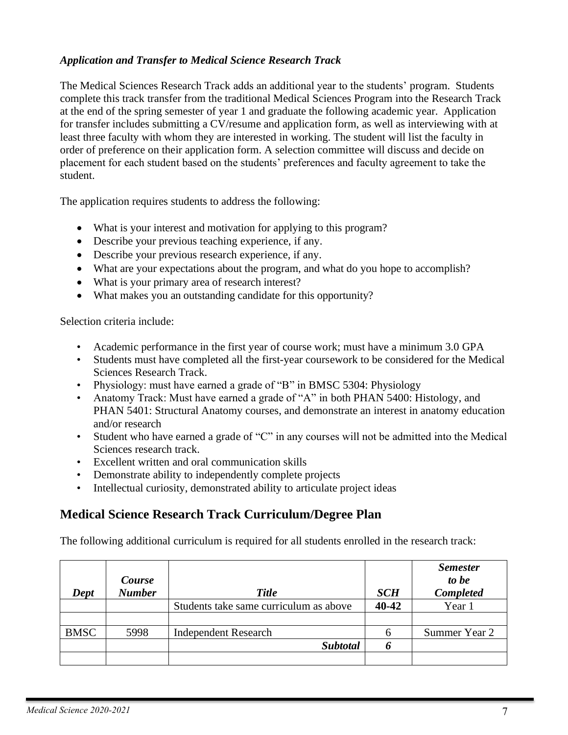***Application and Transfer to Medical Science Research Track***

The Medical Sciences Research Track adds an additional year to the students' program. Students complete this track transfer from the traditional Medical Sciences Program into the Research Track at the end of the spring semester of year 1 and graduate the following academic year. Application for transfer includes submitting a CV/resume and application form, as well as interviewing with at least three faculty with whom they are interested in working. The student will list the faculty in order of preference on their application form. A selection committee will discuss and decide on placement for each student based on the students' preferences and faculty agreement to take the student.

The application requires students to address the following:

- What is your interest and motivation for applying to this program?
- Describe your previous teaching experience, if any.
- Describe your previous research experience, if any.
- What are your expectations about the program, and what do you hope to accomplish?
- What is your primary area of research interest?
- What makes you an outstanding candidate for this opportunity?

Selection criteria include:

- Academic performance in the first year of course work; must have a minimum 3.0 GPA
- Students must have completed all the first-year coursework to be considered for the Medical Sciences Research Track.
- Physiology: must have earned a grade of "B" in BMSC 5304: Physiology
- Anatomy Track: Must have earned a grade of "A" in both PHAN 5400: Histology, and PHAN 5401: Structural Anatomy courses, and demonstrate an interest in anatomy education and/or research
- Student who have earned a grade of "C" in any courses will not be admitted into the Medical Sciences research track.
- Excellent written and oral communication skills
- Demonstrate ability to independently complete projects
- Intellectual curiosity, demonstrated ability to articulate project ideas

## Medical Science Research Track Curriculum/Degree Plan

The following additional curriculum is required for all students enrolled in the research track:

| *Dept* | *Course Number* | *Title* | *SCH* | *Semester to be Completed* |
|---|---|---|---|---|
| | | Students take same curriculum as above | **40-42** | Year 1 |
| | | | | |
| BMSC | 5998 | Independent Research | 6 | Summer Year 2 |
| | | ***Subtotal*** | ***6*** | |
| | | | | |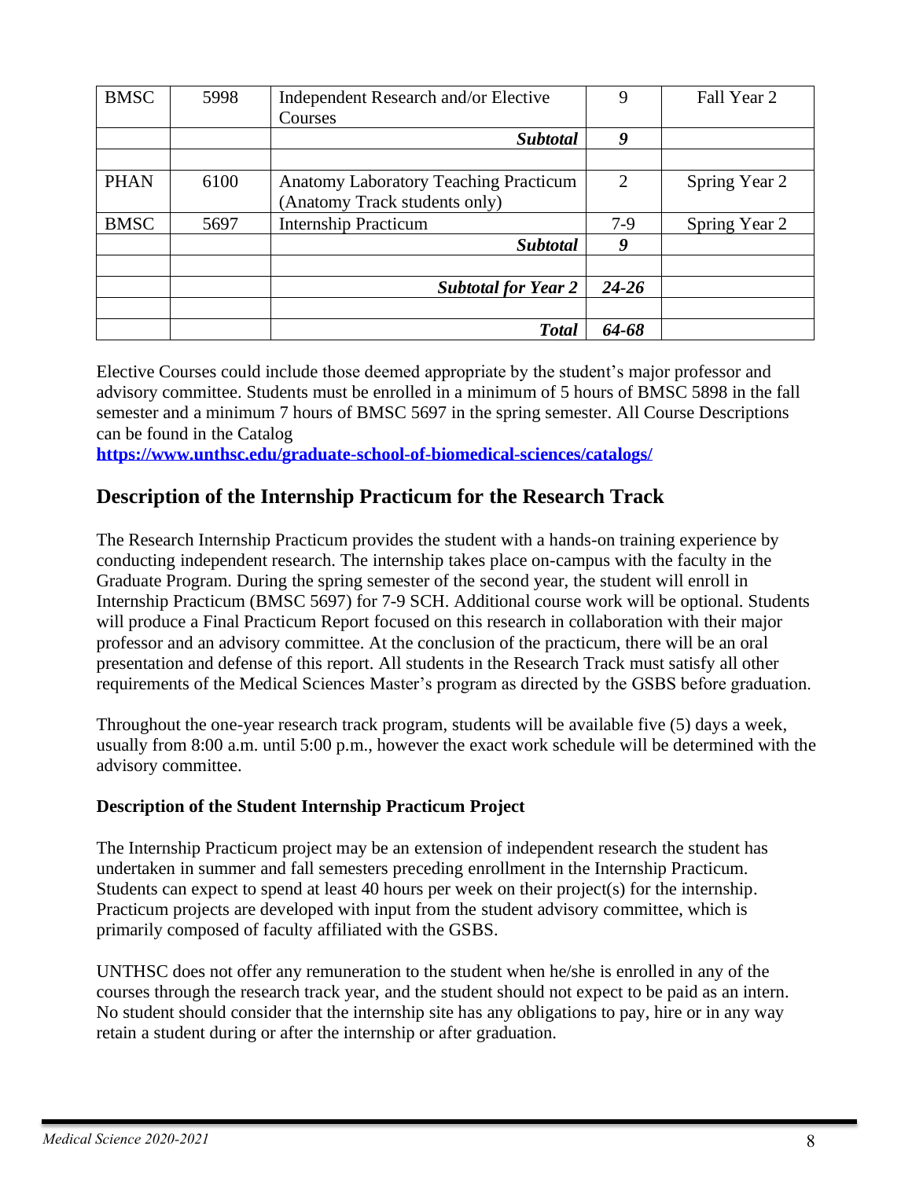| BMSC | 5998 | Independent Research and/or Elective Courses | 9 | Fall Year 2 |
|---|---|---|---|---|
| | | ***Subtotal*** | ***9*** | |
| | | | | |
| PHAN | 6100 | Anatomy Laboratory Teaching Practicum (Anatomy Track students only) | 2 | Spring Year 2 |
| BMSC | 5697 | Internship Practicum | 7-9 | Spring Year 2 |
| | | ***Subtotal*** | ***9*** | |
| | | | | |
| | | ***Subtotal for Year 2*** | ***24-26*** | |
| | | | | |
| | | ***Total*** | ***64-68*** | |

Elective Courses could include those deemed appropriate by the student's major professor and advisory committee. Students must be enrolled in a minimum of 5 hours of BMSC 5898 in the fall semester and a minimum 7 hours of BMSC 5697 in the spring semester. All Course Descriptions can be found in the Catalog
**https://www.unthsc.edu/graduate-school-of-biomedical-sciences/catalogs/**

## Description of the Internship Practicum for the Research Track

The Research Internship Practicum provides the student with a hands-on training experience by conducting independent research. The internship takes place on-campus with the faculty in the Graduate Program. During the spring semester of the second year, the student will enroll in Internship Practicum (BMSC 5697) for 7-9 SCH. Additional course work will be optional. Students will produce a Final Practicum Report focused on this research in collaboration with their major professor and an advisory committee. At the conclusion of the practicum, there will be an oral presentation and defense of this report. All students in the Research Track must satisfy all other requirements of the Medical Sciences Master's program as directed by the GSBS before graduation.

Throughout the one-year research track program, students will be available five (5) days a week, usually from 8:00 a.m. until 5:00 p.m., however the exact work schedule will be determined with the advisory committee.

**Description of the Student Internship Practicum Project**

The Internship Practicum project may be an extension of independent research the student has undertaken in summer and fall semesters preceding enrollment in the Internship Practicum. Students can expect to spend at least 40 hours per week on their project(s) for the internship. Practicum projects are developed with input from the student advisory committee, which is primarily composed of faculty affiliated with the GSBS.

UNTHSC does not offer any remuneration to the student when he/she is enrolled in any of the courses through the research track year, and the student should not expect to be paid as an intern. No student should consider that the internship site has any obligations to pay, hire or in any way retain a student during or after the internship or after graduation.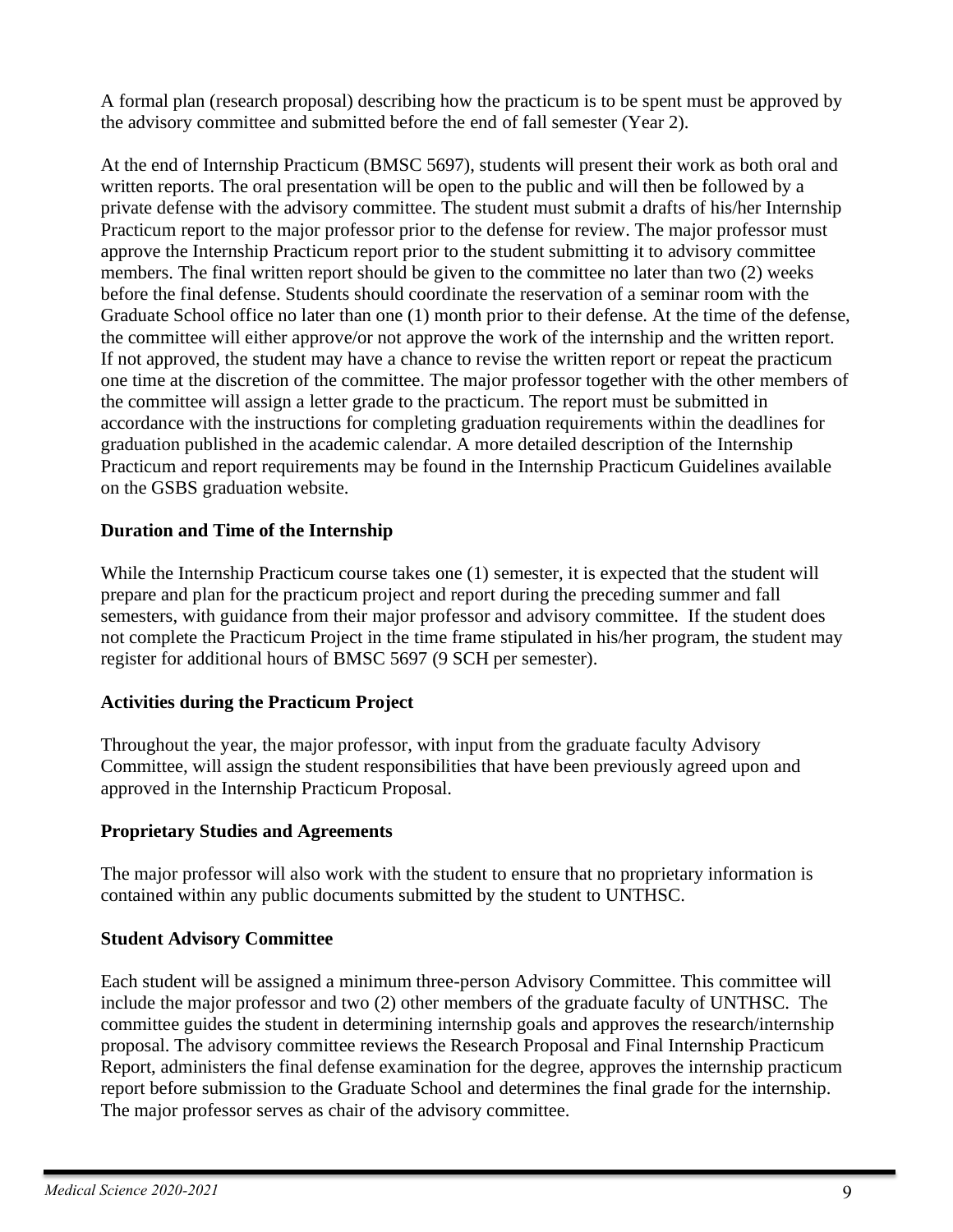A formal plan (research proposal) describing how the practicum is to be spent must be approved by the advisory committee and submitted before the end of fall semester (Year 2).

At the end of Internship Practicum (BMSC 5697), students will present their work as both oral and written reports. The oral presentation will be open to the public and will then be followed by a private defense with the advisory committee. The student must submit a drafts of his/her Internship Practicum report to the major professor prior to the defense for review. The major professor must approve the Internship Practicum report prior to the student submitting it to advisory committee members. The final written report should be given to the committee no later than two (2) weeks before the final defense. Students should coordinate the reservation of a seminar room with the Graduate School office no later than one (1) month prior to their defense. At the time of the defense, the committee will either approve/or not approve the work of the internship and the written report. If not approved, the student may have a chance to revise the written report or repeat the practicum one time at the discretion of the committee. The major professor together with the other members of the committee will assign a letter grade to the practicum. The report must be submitted in accordance with the instructions for completing graduation requirements within the deadlines for graduation published in the academic calendar. A more detailed description of the Internship Practicum and report requirements may be found in the Internship Practicum Guidelines available on the GSBS graduation website.

**Duration and Time of the Internship**

While the Internship Practicum course takes one (1) semester, it is expected that the student will prepare and plan for the practicum project and report during the preceding summer and fall semesters, with guidance from their major professor and advisory committee. If the student does not complete the Practicum Project in the time frame stipulated in his/her program, the student may register for additional hours of BMSC 5697 (9 SCH per semester).

**Activities during the Practicum Project**

Throughout the year, the major professor, with input from the graduate faculty Advisory Committee, will assign the student responsibilities that have been previously agreed upon and approved in the Internship Practicum Proposal.

**Proprietary Studies and Agreements**

The major professor will also work with the student to ensure that no proprietary information is contained within any public documents submitted by the student to UNTHSC.

**Student Advisory Committee**

Each student will be assigned a minimum three-person Advisory Committee. This committee will include the major professor and two (2) other members of the graduate faculty of UNTHSC. The committee guides the student in determining internship goals and approves the research/internship proposal. The advisory committee reviews the Research Proposal and Final Internship Practicum Report, administers the final defense examination for the degree, approves the internship practicum report before submission to the Graduate School and determines the final grade for the internship. The major professor serves as chair of the advisory committee.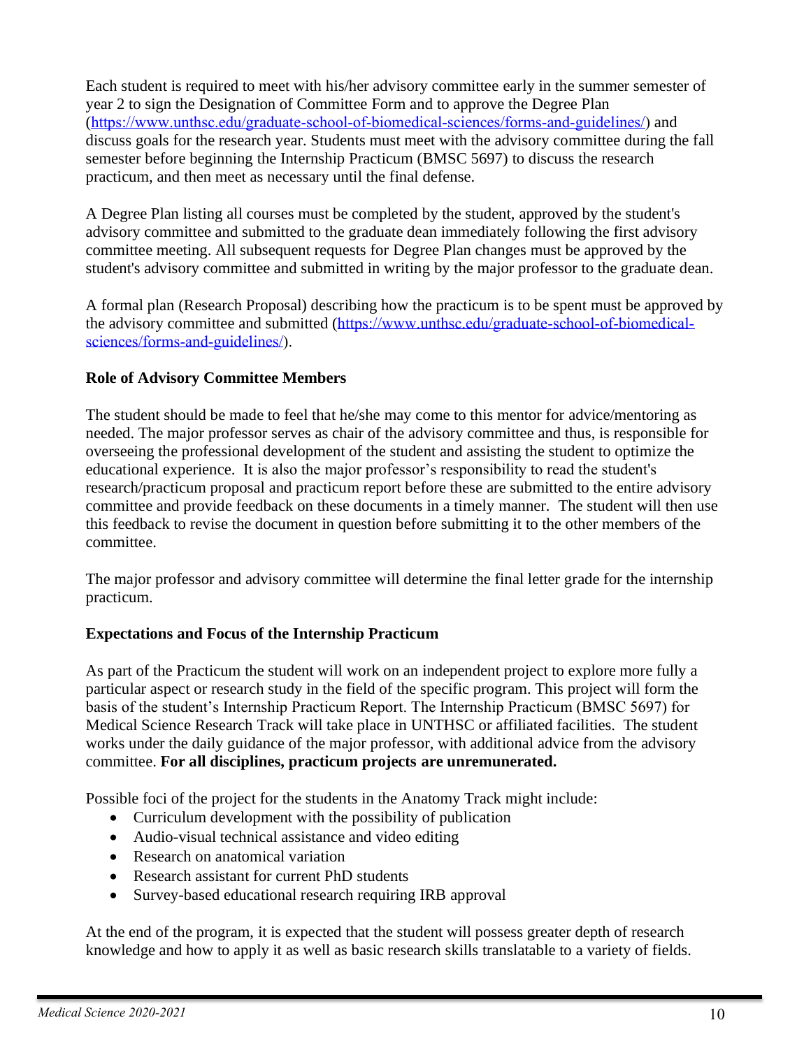Each student is required to meet with his/her advisory committee early in the summer semester of year 2 to sign the Designation of Committee Form and to approve the Degree Plan (https://www.unthsc.edu/graduate-school-of-biomedical-sciences/forms-and-guidelines/) and discuss goals for the research year. Students must meet with the advisory committee during the fall semester before beginning the Internship Practicum (BMSC 5697) to discuss the research practicum, and then meet as necessary until the final defense.

A Degree Plan listing all courses must be completed by the student, approved by the student's advisory committee and submitted to the graduate dean immediately following the first advisory committee meeting. All subsequent requests for Degree Plan changes must be approved by the student's advisory committee and submitted in writing by the major professor to the graduate dean.

A formal plan (Research Proposal) describing how the practicum is to be spent must be approved by the advisory committee and submitted (https://www.unthsc.edu/graduate-school-of-biomedical-sciences/forms-and-guidelines/).

**Role of Advisory Committee Members**

The student should be made to feel that he/she may come to this mentor for advice/mentoring as needed. The major professor serves as chair of the advisory committee and thus, is responsible for overseeing the professional development of the student and assisting the student to optimize the educational experience. It is also the major professor's responsibility to read the student's research/practicum proposal and practicum report before these are submitted to the entire advisory committee and provide feedback on these documents in a timely manner. The student will then use this feedback to revise the document in question before submitting it to the other members of the committee.

The major professor and advisory committee will determine the final letter grade for the internship practicum.

**Expectations and Focus of the Internship Practicum**

As part of the Practicum the student will work on an independent project to explore more fully a particular aspect or research study in the field of the specific program. This project will form the basis of the student's Internship Practicum Report. The Internship Practicum (BMSC 5697) for Medical Science Research Track will take place in UNTHSC or affiliated facilities. The student works under the daily guidance of the major professor, with additional advice from the advisory committee. **For all disciplines, practicum projects are unremunerated.**

Possible foci of the project for the students in the Anatomy Track might include:

- Curriculum development with the possibility of publication
- Audio-visual technical assistance and video editing
- Research on anatomical variation
- Research assistant for current PhD students
- Survey-based educational research requiring IRB approval

At the end of the program, it is expected that the student will possess greater depth of research knowledge and how to apply it as well as basic research skills translatable to a variety of fields.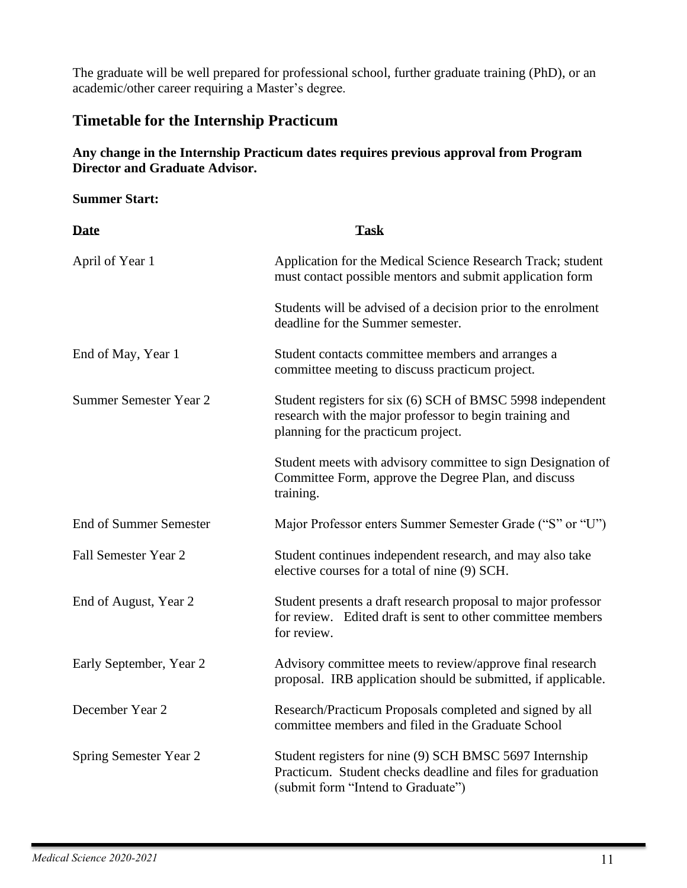The graduate will be well prepared for professional school, further graduate training (PhD), or an academic/other career requiring a Master's degree.

## Timetable for the Internship Practicum

**Any change in the Internship Practicum dates requires previous approval from Program Director and Graduate Advisor.**

**Summer Start:**

| Date | Task |
| --- | --- |
| April of Year 1 | Application for the Medical Science Research Track; student must contact possible mentors and submit application form<br><br>Students will be advised of a decision prior to the enrolment deadline for the Summer semester. |
| End of May, Year 1 | Student contacts committee members and arranges a committee meeting to discuss practicum project. |
| Summer Semester Year 2 | Student registers for six (6) SCH of BMSC 5998 independent research with the major professor to begin training and planning for the practicum project.<br><br>Student meets with advisory committee to sign Designation of Committee Form, approve the Degree Plan, and discuss training. |
| End of Summer Semester | Major Professor enters Summer Semester Grade ("S" or "U") |
| Fall Semester Year 2 | Student continues independent research, and may also take elective courses for a total of nine (9) SCH. |
| End of August, Year 2 | Student presents a draft research proposal to major professor for review. Edited draft is sent to other committee members for review. |
| Early September, Year 2 | Advisory committee meets to review/approve final research proposal. IRB application should be submitted, if applicable. |
| December Year 2 | Research/Practicum Proposals completed and signed by all committee members and filed in the Graduate School |
| Spring Semester Year 2 | Student registers for nine (9) SCH BMSC 5697 Internship Practicum. Student checks deadline and files for graduation (submit form "Intend to Graduate") |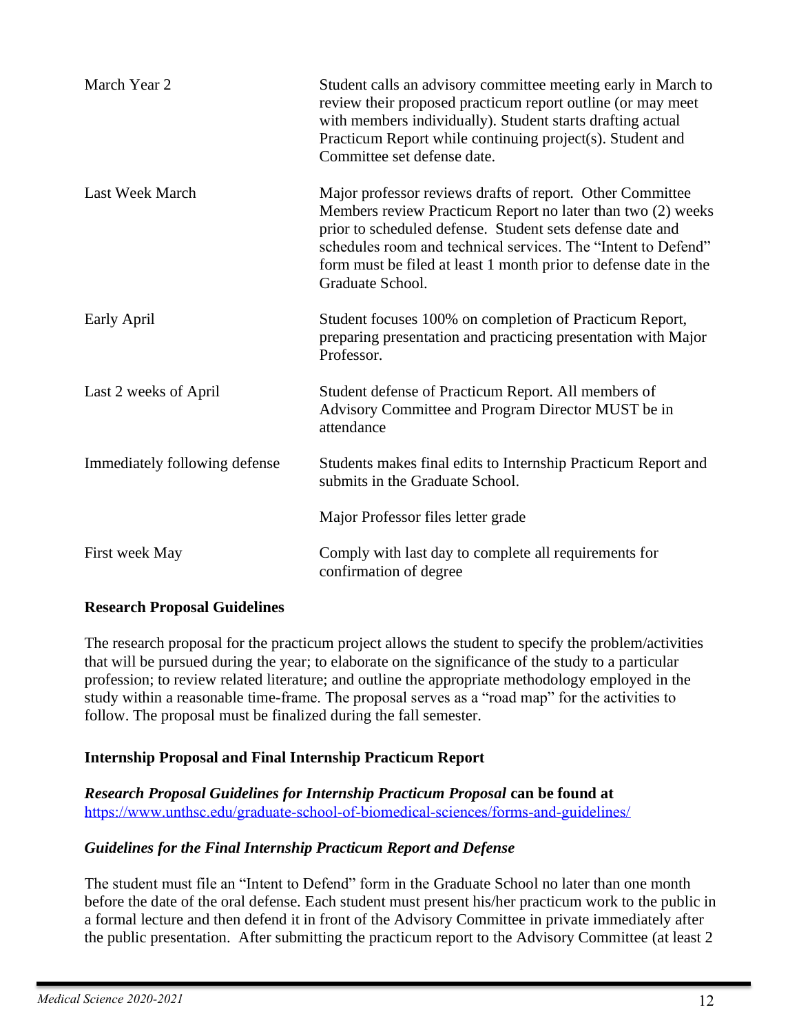| | |
|---|---|
| March Year 2 | Student calls an advisory committee meeting early in March to review their proposed practicum report outline (or may meet with members individually). Student starts drafting actual Practicum Report while continuing project(s). Student and Committee set defense date. |
| Last Week March | Major professor reviews drafts of report. Other Committee Members review Practicum Report no later than two (2) weeks prior to scheduled defense. Student sets defense date and schedules room and technical services. The "Intent to Defend" form must be filed at least 1 month prior to defense date in the Graduate School. |
| Early April | Student focuses 100% on completion of Practicum Report, preparing presentation and practicing presentation with Major Professor. |
| Last 2 weeks of April | Student defense of Practicum Report. All members of Advisory Committee and Program Director MUST be in attendance |
| Immediately following defense | Students makes final edits to Internship Practicum Report and submits in the Graduate School.<br><br>Major Professor files letter grade |
| First week May | Comply with last day to complete all requirements for confirmation of degree |

**Research Proposal Guidelines**

The research proposal for the practicum project allows the student to specify the problem/activities that will be pursued during the year; to elaborate on the significance of the study to a particular profession; to review related literature; and outline the appropriate methodology employed in the study within a reasonable time-frame. The proposal serves as a "road map" for the activities to follow. The proposal must be finalized during the fall semester.

**Internship Proposal and Final Internship Practicum Report**

***Research Proposal Guidelines for Internship Practicum Proposal*** **can be found at**
https://www.unthsc.edu/graduate-school-of-biomedical-sciences/forms-and-guidelines/

***Guidelines for the Final Internship Practicum Report and Defense***

The student must file an "Intent to Defend" form in the Graduate School no later than one month before the date of the oral defense. Each student must present his/her practicum work to the public in a formal lecture and then defend it in front of the Advisory Committee in private immediately after the public presentation. After submitting the practicum report to the Advisory Committee (at least 2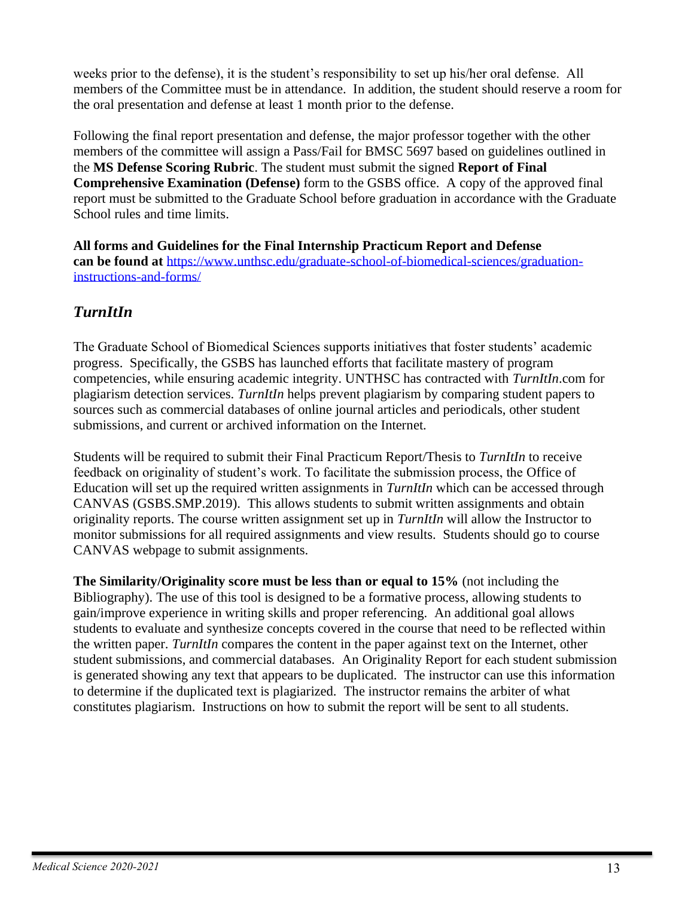weeks prior to the defense), it is the student's responsibility to set up his/her oral defense. All members of the Committee must be in attendance. In addition, the student should reserve a room for the oral presentation and defense at least 1 month prior to the defense.

Following the final report presentation and defense, the major professor together with the other members of the committee will assign a Pass/Fail for BMSC 5697 based on guidelines outlined in the **MS Defense Scoring Rubric**. The student must submit the signed **Report of Final Comprehensive Examination (Defense)** form to the GSBS office. A copy of the approved final report must be submitted to the Graduate School before graduation in accordance with the Graduate School rules and time limits.

**All forms and Guidelines for the Final Internship Practicum Report and Defense can be found at** [https://www.unthsc.edu/graduate-school-of-biomedical-sciences/graduation-instructions-and-forms/](https://www.unthsc.edu/graduate-school-of-biomedical-sciences/graduation-instructions-and-forms/)

## *TurnItIn*

The Graduate School of Biomedical Sciences supports initiatives that foster students' academic progress. Specifically, the GSBS has launched efforts that facilitate mastery of program competencies, while ensuring academic integrity. UNTHSC has contracted with *TurnItIn*.com for plagiarism detection services. *TurnItIn* helps prevent plagiarism by comparing student papers to sources such as commercial databases of online journal articles and periodicals, other student submissions, and current or archived information on the Internet.

Students will be required to submit their Final Practicum Report/Thesis to *TurnItIn* to receive feedback on originality of student's work. To facilitate the submission process, the Office of Education will set up the required written assignments in *TurnItIn* which can be accessed through CANVAS (GSBS.SMP.2019). This allows students to submit written assignments and obtain originality reports. The course written assignment set up in *TurnItIn* will allow the Instructor to monitor submissions for all required assignments and view results. Students should go to course CANVAS webpage to submit assignments.

**The Similarity/Originality score must be less than or equal to 15%** (not including the Bibliography). The use of this tool is designed to be a formative process, allowing students to gain/improve experience in writing skills and proper referencing. An additional goal allows students to evaluate and synthesize concepts covered in the course that need to be reflected within the written paper. *TurnItIn* compares the content in the paper against text on the Internet, other student submissions, and commercial databases. An Originality Report for each student submission is generated showing any text that appears to be duplicated. The instructor can use this information to determine if the duplicated text is plagiarized. The instructor remains the arbiter of what constitutes plagiarism. Instructions on how to submit the report will be sent to all students.